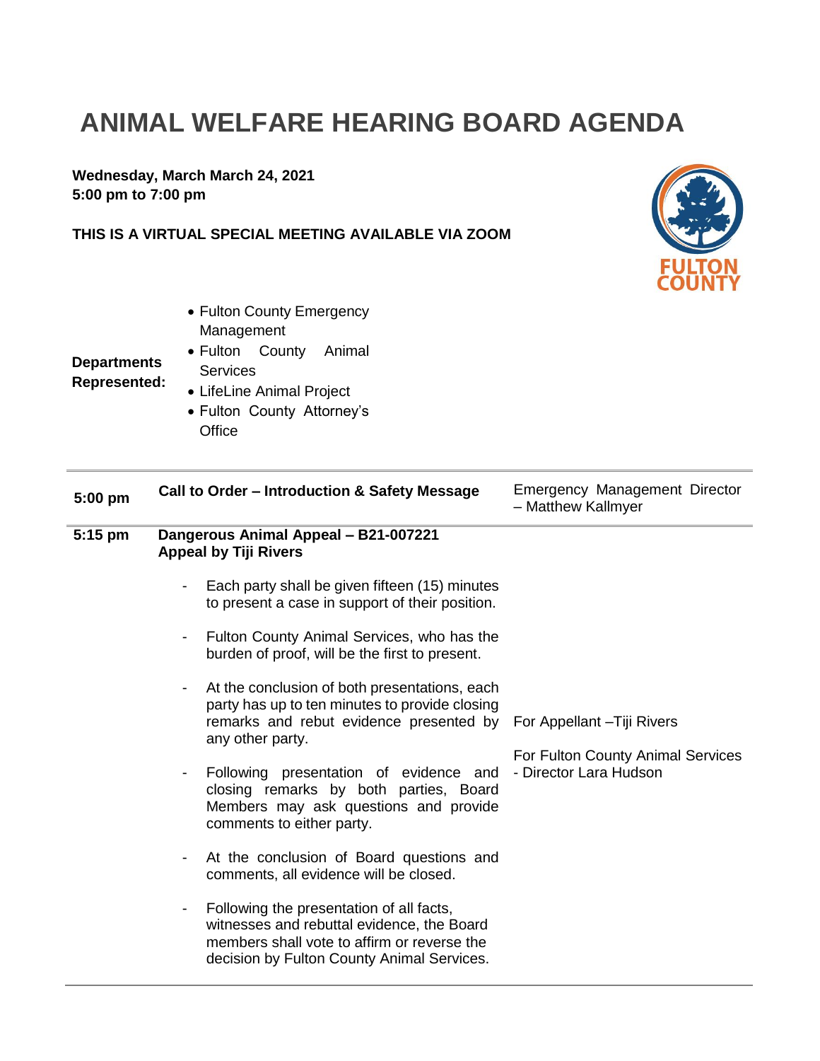# ANIMAL WELFARE HEARING BOARD AGENDA

**Wednesday, March March 24, 2021**
**5:00 pm to 7:00 pm**

**THIS IS A VIRTUAL SPECIAL MEETING AVAILABLE VIA ZOOM**

FULTON COUNTY

**Departments Represented:**

- Fulton County Emergency Management
- Fulton County Animal Services
- LifeLine Animal Project
- Fulton County Attorney's Office

| Time | Item | Presenter |
| --- | --- | --- |
| **5:00 pm** | **Call to Order – Introduction & Safety Message** | Emergency Management Director – Matthew Kallmyer |
| **5:15 pm** | **Dangerous Animal Appeal – B21-007221**<br>**Appeal by Tiji Rivers**<br><br>- Each party shall be given fifteen (15) minutes to present a case in support of their position.<br>- Fulton County Animal Services, who has the burden of proof, will be the first to present.<br>- At the conclusion of both presentations, each party has up to ten minutes to provide closing remarks and rebut evidence presented by any other party.<br>- Following presentation of evidence and closing remarks by both parties, Board Members may ask questions and provide comments to either party.<br>- At the conclusion of Board questions and comments, all evidence will be closed.<br>- Following the presentation of all facts, witnesses and rebuttal evidence, the Board members shall vote to affirm or reverse the decision by Fulton County Animal Services. | For Appellant –Tiji Rivers<br><br>For Fulton County Animal Services - Director Lara Hudson |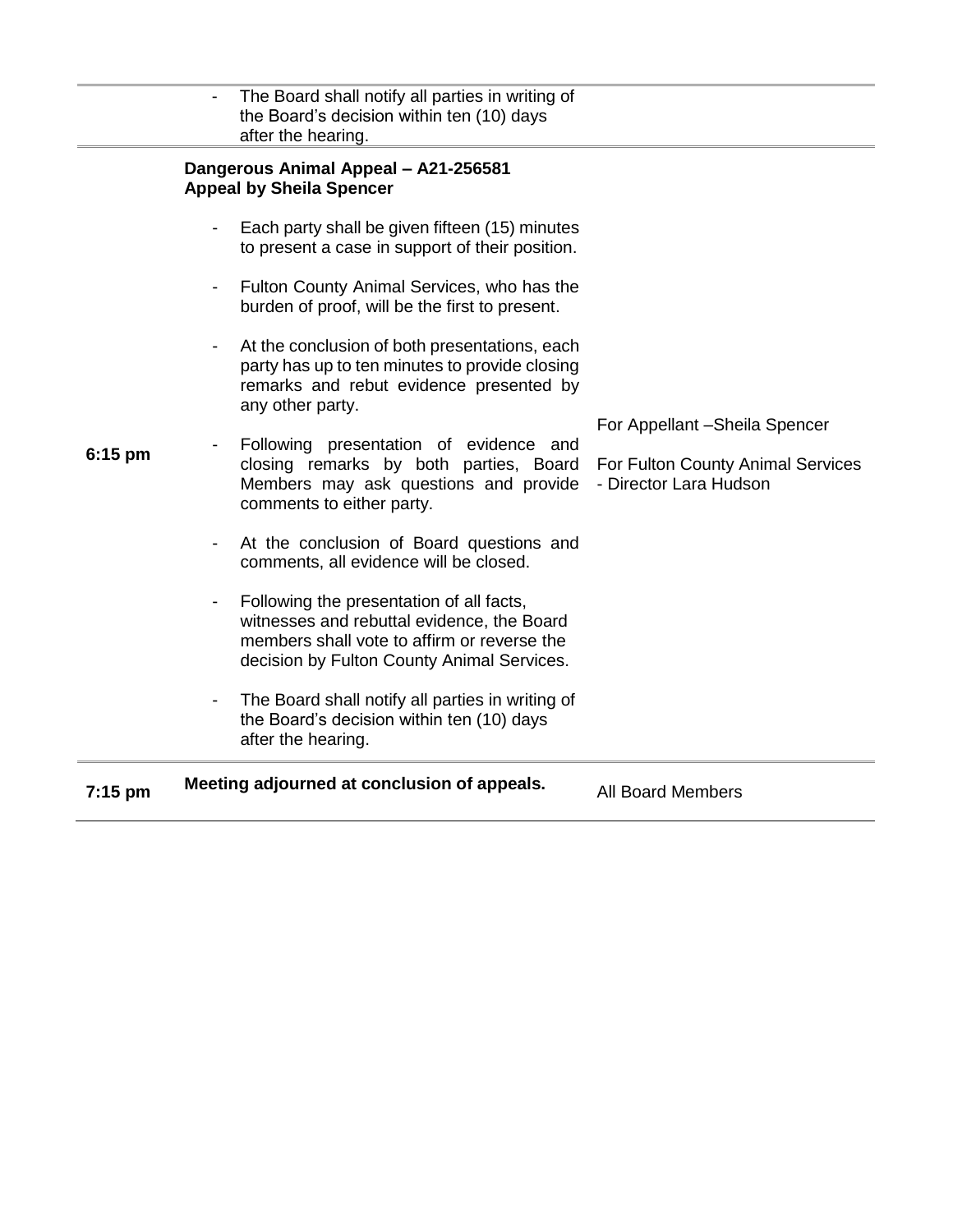| | | |
|---|---|---|
| | - The Board shall notify all parties in writing of the Board's decision within ten (10) days after the hearing. | |
| 6:15 pm | **Dangerous Animal Appeal – A21-256581**<br>**Appeal by Sheila Spencer**<br><br>- Each party shall be given fifteen (15) minutes to present a case in support of their position.<br>- Fulton County Animal Services, who has the burden of proof, will be the first to present.<br>- At the conclusion of both presentations, each party has up to ten minutes to provide closing remarks and rebut evidence presented by any other party.<br>- Following presentation of evidence and closing remarks by both parties, Board Members may ask questions and provide comments to either party.<br>- At the conclusion of Board questions and comments, all evidence will be closed.<br>- Following the presentation of all facts, witnesses and rebuttal evidence, the Board members shall vote to affirm or reverse the decision by Fulton County Animal Services.<br>- The Board shall notify all parties in writing of the Board's decision within ten (10) days after the hearing. | For Appellant –Sheila Spencer<br><br>For Fulton County Animal Services - Director Lara Hudson |
| **7:15 pm** | **Meeting adjourned at conclusion of appeals.** | All Board Members |